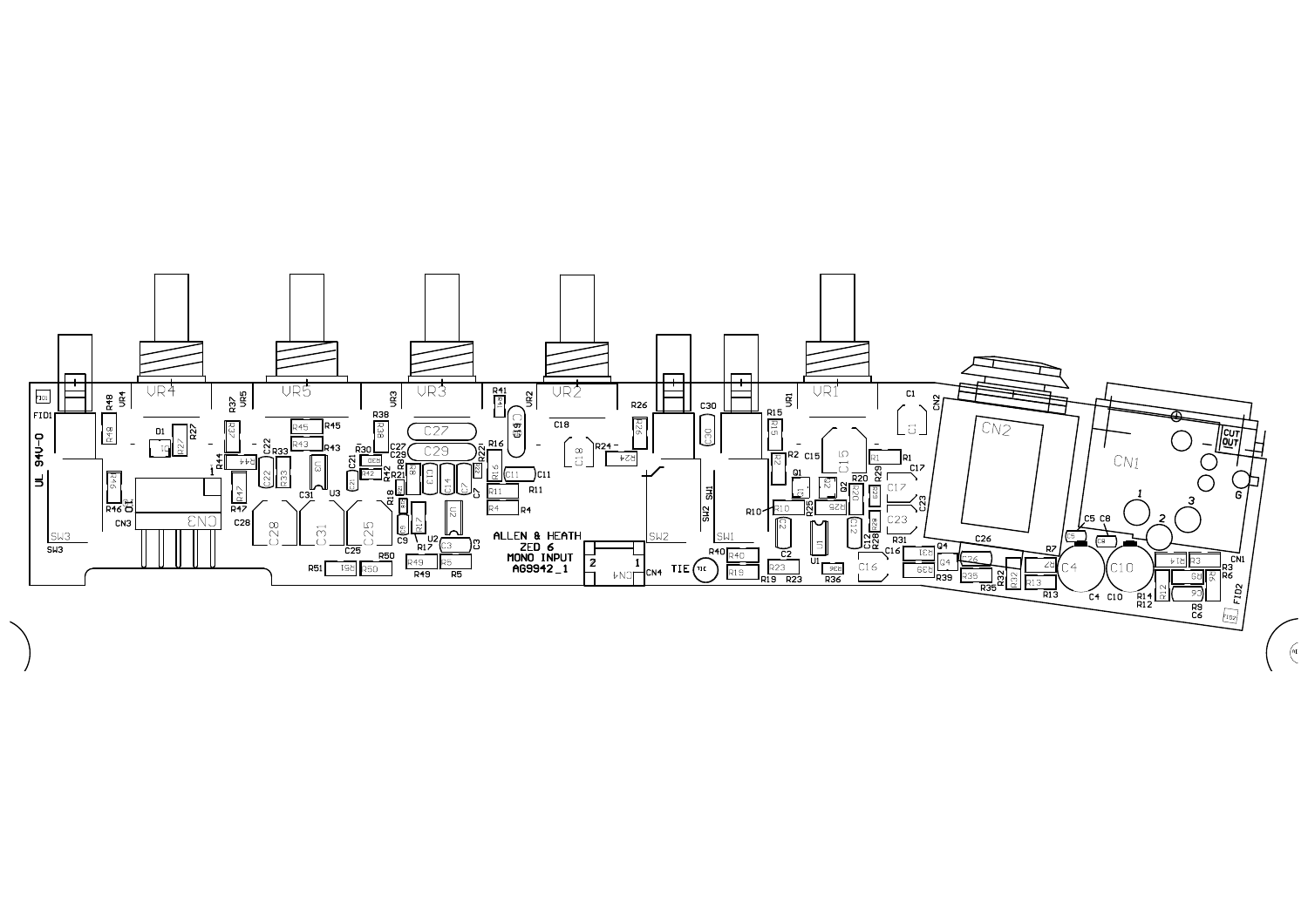ALLEN & HEATH
ZED 6
MONO INPUT
AG9942_1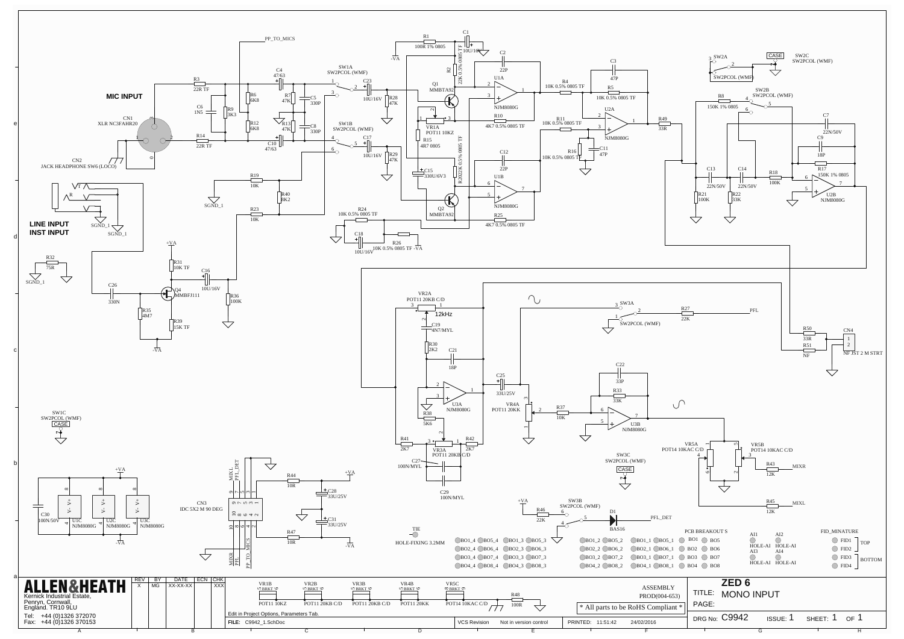## MIC INPUT

CN1 XLR NC3FAHR20

CN2 JACK HEADPHONE SW6 (LOCO)

## LINE INPUT
## INST INPUT

PP_TO_MICS

R3 22R TF, C6 1N5, R9 3K3, R6 6K8, R12 6K8, R14 22R TF, C4 47/63, C10 47/63, R7 47K, R13 47K, C5 330P, C8 330P

SW1A SW2PCOL (WMF), SW1B SW2PCOL (WMF), C23 10U/16V, R28 47K, C17 10U/16V, R29 47K

R19 10K, R40 8K2, R23 10K, SGND_1

R1 100R 1% 0805, C1 10U/16V, R2 22K 0.5% 0805 TF, -VA

Q1 MMBTA92, VR1A POT11 10KZ, R15 4R7 0805, C15 330U/6V3, R20 22K 0.5% 0805 TF, Q2 MMBTA92

R24 10K 0.5% 0805 TF, C18 10U/16V, R26 10K 0.5% 0805 TF -VA

C2 22P, U1A NJM8080G, R10 4K7 0.5% 0805 TF, C12 22P, U1B NJM8080G, R25 4K7 0.5% 0805 TF

R4 10K 0.5% 0805 TF, C3 47P, R5 10K 0.5% 0805 TF, U2A NJM8080G, R11 10K 0.5% 0805 TF, R16 10K 0.5% 0805 TF, C11 47P, R49 33R

SW2A SW2PCOL (WMF), CASE, SW2C SW2PCOL (WMF), SW2B SW2PCOL (WMF), R8 150K 1% 0805, C7 22N/50V, C9 18P, R17 150K 1% 0805, C13 22N/50V, C14 22N/50V, R18 100K, R21 100K, R22 33K, U2B NJM8080G

R32 75R, SGND_1

C26 330N, R35 4M7, Q4 MMBFJ111, R31 10K TF, R39 15K TF, C16 10U/16V, R36 100K, +VA, -VA

VR2A POT11 20KB C/D, 12kHz, C19 4N7/MYL, R30 2K2, C21 18P, U3A NJM8080G, R38 5K6, R41 2K7, VR3A POT11 20KB C/D, R42 2K7, C27 100N/MYL, C29 100N/MYL

C25 33U/25V, VR4A POT11 20KK, R37 10K, C22 33P, R33 33K, U3B NJM8080G

SW3A SW2PCOL (WMF), R27 22K, PFL

R50 33R, R51 NF, CN4 NF JST 2 M STRT

VR5A POT14 10KAC C/D, VR5B POT14 10KAC C/D, R43 12K MIXR, R45 12K MIXL

SW3C SW2PCOL (WMF) CASE

SW3B SW2PCOL (WMF), R46 22K, D1 BAS16, PFL_DET

SW1C SW2PCOL (WMF) CASE

C30 100N/50V, U1C NJM8080G, U2C NJM8080G, U3C NJM8080G

CN3 IDC 5X2 M 90 DEG: MIXL, PFL_DET, MIXR, PFL, PP_TO_MICS

R44 10R, C28 33U/25V, R47 10R, C31 33U/25V

TIE HOLE-FIXING 3.2MM

BO1_4 BO5_4 BO1_3 BO5_3 BO1_2 BO5_2 BO1_1 BO5_1 BO1 BO5
BO2_4 BO6_4 BO2_3 BO6_3 BO2_2 BO6_2 BO2_1 BO6_1 BO2 BO6
BO3_4 BO7_4 BO3_3 BO7_3 BO3_2 BO7_2 BO3_1 BO7_1 BO3 BO7
BO4_4 BO8_4 BO4_3 BO8_3 BO4_2 BO8_2 BO4_1 BO8_1 BO4 BO8

PCB BREAKOUT S

AI1 AI2 AI3 AI4 HOLE-AI

FID_MINATURE: FID1, FID2 TOP; FID3, FID4 BOTTOM

VR1B POT11 10KZ, VR2B POT11 20KB C/D, VR3B POT11 20KB C/D, VR4B POT11 20KK, VR5C POT14 10KAC C/D, R48 100R

ASSEMBLY PROD(004-653)

* All parts to be RoHS Compliant *

Edit in Project Options, Parameters Tab.

**ALLEN&HEATH**
Kernick Industrial Estate,
Penryn, Cornwall,
England. TR10 9LU
Tel: +44 (0)1326 372070
Fax: +44 (0)1326 370153

| REV | BY | DATE | ECN | CHK |
|---|---|---|---|---|
| X | MG | XX-XX-XX | | XXX |

FILE: C9942_1.SchDoc | VCS Revision: Not in version control | PRINTED: 11:51:42 24/02/2016

TITLE: **ZED 6** MONO INPUT

PAGE:

DRG No: C9942 ISSUE: 1 SHEET: 1 OF 1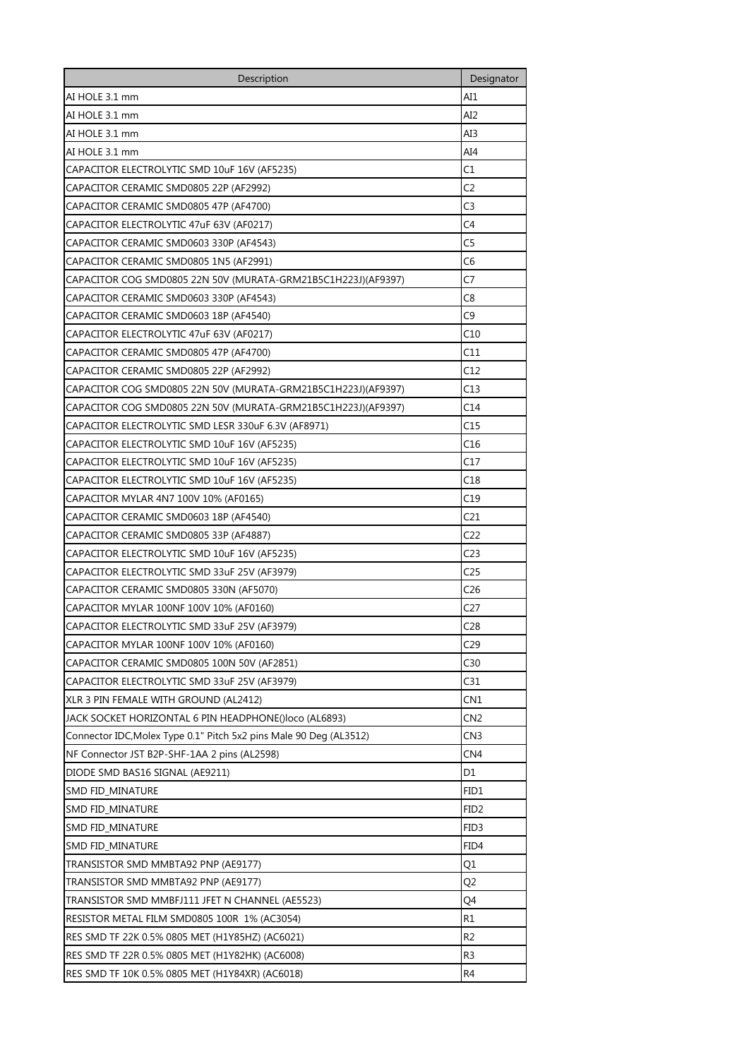| Description | Designator |
|---|---|
| AI HOLE 3.1 mm | AI1 |
| AI HOLE 3.1 mm | AI2 |
| AI HOLE 3.1 mm | AI3 |
| AI HOLE 3.1 mm | AI4 |
| CAPACITOR ELECTROLYTIC SMD 10uF 16V (AF5235) | C1 |
| CAPACITOR CERAMIC SMD0805 22P (AF2992) | C2 |
| CAPACITOR CERAMIC SMD0805 47P (AF4700) | C3 |
| CAPACITOR ELECTROLYTIC 47uF 63V (AF0217) | C4 |
| CAPACITOR CERAMIC SMD0603 330P (AF4543) | C5 |
| CAPACITOR CERAMIC SMD0805 1N5 (AF2991) | C6 |
| CAPACITOR COG SMD0805 22N 50V (MURATA-GRM21B5C1H223J)(AF9397) | C7 |
| CAPACITOR CERAMIC SMD0603 330P (AF4543) | C8 |
| CAPACITOR CERAMIC SMD0603 18P (AF4540) | C9 |
| CAPACITOR ELECTROLYTIC 47uF 63V (AF0217) | C10 |
| CAPACITOR CERAMIC SMD0805 47P (AF4700) | C11 |
| CAPACITOR CERAMIC SMD0805 22P (AF2992) | C12 |
| CAPACITOR COG SMD0805 22N 50V (MURATA-GRM21B5C1H223J)(AF9397) | C13 |
| CAPACITOR COG SMD0805 22N 50V (MURATA-GRM21B5C1H223J)(AF9397) | C14 |
| CAPACITOR ELECTROLYTIC SMD LESR 330uF 6.3V (AF8971) | C15 |
| CAPACITOR ELECTROLYTIC SMD 10uF 16V (AF5235) | C16 |
| CAPACITOR ELECTROLYTIC SMD 10uF 16V (AF5235) | C17 |
| CAPACITOR ELECTROLYTIC SMD 10uF 16V (AF5235) | C18 |
| CAPACITOR MYLAR 4N7 100V 10% (AF0165) | C19 |
| CAPACITOR CERAMIC SMD0603 18P (AF4540) | C21 |
| CAPACITOR CERAMIC SMD0805 33P (AF4887) | C22 |
| CAPACITOR ELECTROLYTIC SMD 10uF 16V (AF5235) | C23 |
| CAPACITOR ELECTROLYTIC SMD 33uF 25V (AF3979) | C25 |
| CAPACITOR CERAMIC SMD0805 330N (AF5070) | C26 |
| CAPACITOR MYLAR 100NF 100V 10% (AF0160) | C27 |
| CAPACITOR ELECTROLYTIC SMD 33uF 25V (AF3979) | C28 |
| CAPACITOR MYLAR 100NF 100V 10% (AF0160) | C29 |
| CAPACITOR CERAMIC SMD0805 100N 50V (AF2851) | C30 |
| CAPACITOR ELECTROLYTIC SMD 33uF 25V (AF3979) | C31 |
| XLR 3 PIN FEMALE WITH GROUND (AL2412) | CN1 |
| JACK SOCKET HORIZONTAL 6 PIN HEADPHONE()loco (AL6893) | CN2 |
| Connector IDC,Molex Type 0.1" Pitch 5x2 pins Male 90 Deg (AL3512) | CN3 |
| NF Connector JST B2P-SHF-1AA 2 pins (AL2598) | CN4 |
| DIODE SMD BAS16 SIGNAL (AE9211) | D1 |
| SMD FID_MINATURE | FID1 |
| SMD FID_MINATURE | FID2 |
| SMD FID_MINATURE | FID3 |
| SMD FID_MINATURE | FID4 |
| TRANSISTOR SMD MMBTA92 PNP (AE9177) | Q1 |
| TRANSISTOR SMD MMBTA92 PNP (AE9177) | Q2 |
| TRANSISTOR SMD MMBFJ111 JFET N CHANNEL (AE5523) | Q4 |
| RESISTOR METAL FILM SMD0805 100R 1% (AC3054) | R1 |
| RES SMD TF 22K 0.5% 0805 MET (H1Y85HZ) (AC6021) | R2 |
| RES SMD TF 22R 0.5% 0805 MET (H1Y82HK) (AC6008) | R3 |
| RES SMD TF 10K 0.5% 0805 MET (H1Y84XR) (AC6018) | R4 |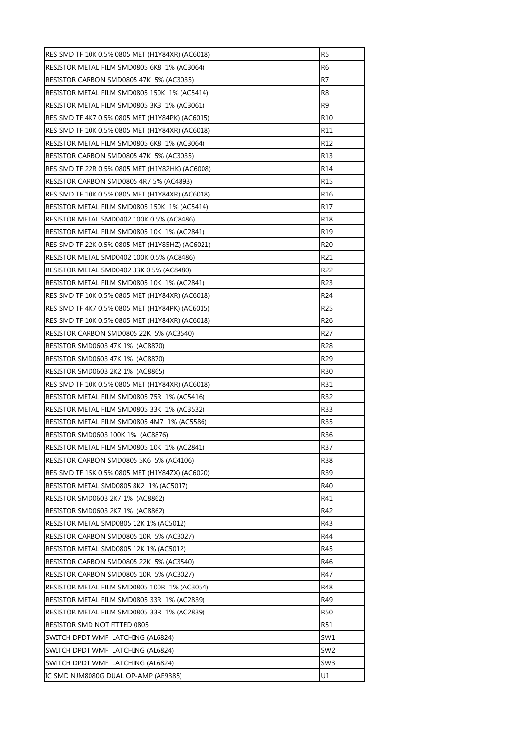| | |
|---|---|
| RES SMD TF 10K 0.5% 0805 MET (H1Y84XR) (AC6018) | R5 |
| RESISTOR METAL FILM SMD0805 6K8 1% (AC3064) | R6 |
| RESISTOR CARBON SMD0805 47K 5% (AC3035) | R7 |
| RESISTOR METAL FILM SMD0805 150K 1% (AC5414) | R8 |
| RESISTOR METAL FILM SMD0805 3K3 1% (AC3061) | R9 |
| RES SMD TF 4K7 0.5% 0805 MET (H1Y84PK) (AC6015) | R10 |
| RES SMD TF 10K 0.5% 0805 MET (H1Y84XR) (AC6018) | R11 |
| RESISTOR METAL FILM SMD0805 6K8 1% (AC3064) | R12 |
| RESISTOR CARBON SMD0805 47K 5% (AC3035) | R13 |
| RES SMD TF 22R 0.5% 0805 MET (H1Y82HK) (AC6008) | R14 |
| RESISTOR CARBON SMD0805 4R7 5% (AC4893) | R15 |
| RES SMD TF 10K 0.5% 0805 MET (H1Y84XR) (AC6018) | R16 |
| RESISTOR METAL FILM SMD0805 150K 1% (AC5414) | R17 |
| RESISTOR METAL SMD0402 100K 0.5% (AC8486) | R18 |
| RESISTOR METAL FILM SMD0805 10K 1% (AC2841) | R19 |
| RES SMD TF 22K 0.5% 0805 MET (H1Y85HZ) (AC6021) | R20 |
| RESISTOR METAL SMD0402 100K 0.5% (AC8486) | R21 |
| RESISTOR METAL SMD0402 33K 0.5% (AC8480) | R22 |
| RESISTOR METAL FILM SMD0805 10K 1% (AC2841) | R23 |
| RES SMD TF 10K 0.5% 0805 MET (H1Y84XR) (AC6018) | R24 |
| RES SMD TF 4K7 0.5% 0805 MET (H1Y84PK) (AC6015) | R25 |
| RES SMD TF 10K 0.5% 0805 MET (H1Y84XR) (AC6018) | R26 |
| RESISTOR CARBON SMD0805 22K 5% (AC3540) | R27 |
| RESISTOR SMD0603 47K 1% (AC8870) | R28 |
| RESISTOR SMD0603 47K 1% (AC8870) | R29 |
| RESISTOR SMD0603 2K2 1% (AC8865) | R30 |
| RES SMD TF 10K 0.5% 0805 MET (H1Y84XR) (AC6018) | R31 |
| RESISTOR METAL FILM SMD0805 75R 1% (AC5416) | R32 |
| RESISTOR METAL FILM SMD0805 33K 1% (AC3532) | R33 |
| RESISTOR METAL FILM SMD0805 4M7 1% (AC5586) | R35 |
| RESISTOR SMD0603 100K 1% (AC8876) | R36 |
| RESISTOR METAL FILM SMD0805 10K 1% (AC2841) | R37 |
| RESISTOR CARBON SMD0805 5K6 5% (AC4106) | R38 |
| RES SMD TF 15K 0.5% 0805 MET (H1Y84ZX) (AC6020) | R39 |
| RESISTOR METAL SMD0805 8K2 1% (AC5017) | R40 |
| RESISTOR SMD0603 2K7 1% (AC8862) | R41 |
| RESISTOR SMD0603 2K7 1% (AC8862) | R42 |
| RESISTOR METAL SMD0805 12K 1% (AC5012) | R43 |
| RESISTOR CARBON SMD0805 10R 5% (AC3027) | R44 |
| RESISTOR METAL SMD0805 12K 1% (AC5012) | R45 |
| RESISTOR CARBON SMD0805 22K 5% (AC3540) | R46 |
| RESISTOR CARBON SMD0805 10R 5% (AC3027) | R47 |
| RESISTOR METAL FILM SMD0805 100R 1% (AC3054) | R48 |
| RESISTOR METAL FILM SMD0805 33R 1% (AC2839) | R49 |
| RESISTOR METAL FILM SMD0805 33R 1% (AC2839) | R50 |
| RESISTOR SMD NOT FITTED 0805 | R51 |
| SWITCH DPDT WMF LATCHING (AL6824) | SW1 |
| SWITCH DPDT WMF LATCHING (AL6824) | SW2 |
| SWITCH DPDT WMF LATCHING (AL6824) | SW3 |
| IC SMD NJM8080G DUAL OP-AMP (AE9385) | U1 |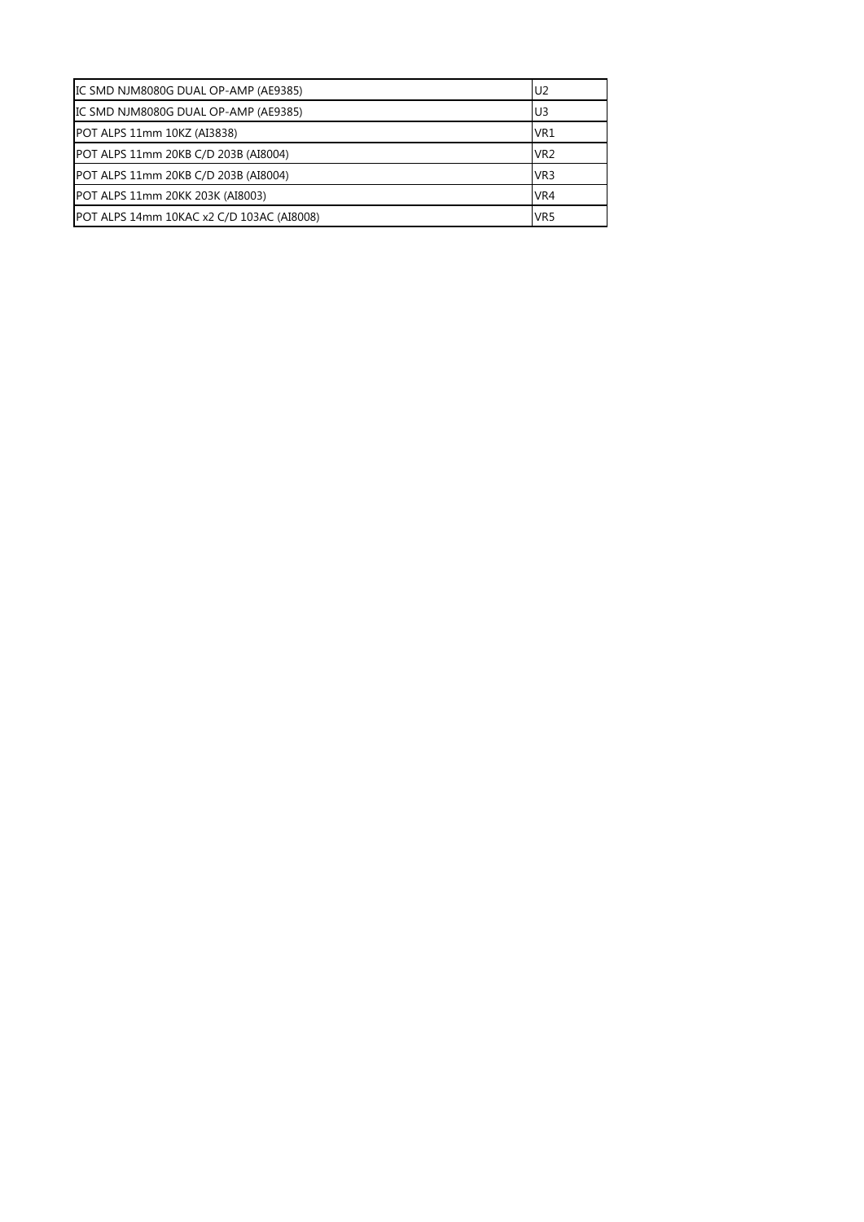| | |
|---|---|
| IC SMD NJM8080G DUAL OP-AMP (AE9385) | U2 |
| IC SMD NJM8080G DUAL OP-AMP (AE9385) | U3 |
| POT ALPS 11mm 10KZ (AI3838) | VR1 |
| POT ALPS 11mm 20KB C/D 203B (AI8004) | VR2 |
| POT ALPS 11mm 20KB C/D 203B (AI8004) | VR3 |
| POT ALPS 11mm 20KK 203K (AI8003) | VR4 |
| POT ALPS 14mm 10KAC x2 C/D 103AC (AI8008) | VR5 |